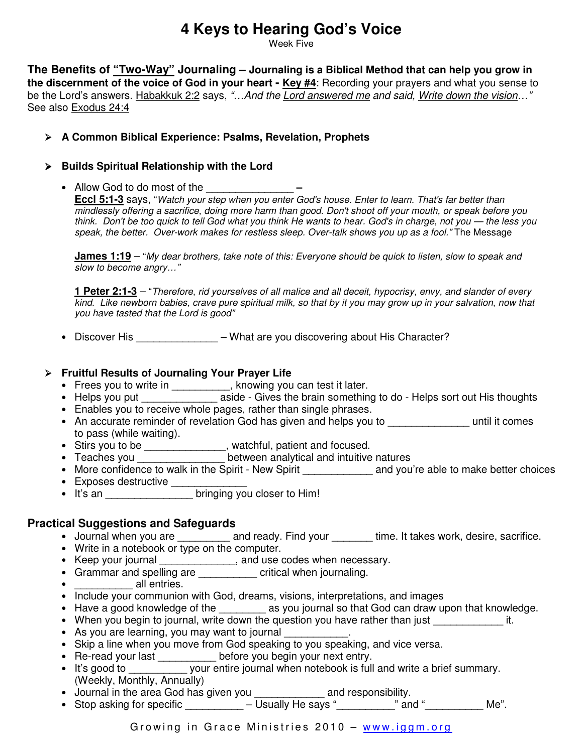# 4 Keys to Hearing God's Voice

Week Five

**The Benefits of "Two-Way" Journaling – Journaling is a Biblical Method that can help you grow in the discernment of the voice of God in your heart - Key #4**: Recording your prayers and what you sense to be the Lord's answers. Habakkuk 2:2 says, *"…And the Lord answered me and said, Write down the vision…"* See also Exodus 24:4

- **A Common Biblical Experience: Psalms, Revelation, Prophets**

- **Builds Spiritual Relationship with the Lord**
  - Allow God to do most of the _______________ –
    **Eccl 5:1-3** says, "*Watch your step when you enter God's house. Enter to learn. That's far better than mindlessly offering a sacrifice, doing more harm than good. Don't shoot off your mouth, or speak before you think. Don't be too quick to tell God what you think He wants to hear. God's in charge, not you — the less you speak, the better. Over-work makes for restless sleep. Over-talk shows you up as a fool.*" The Message

    **James 1:19** – "*My dear brothers, take note of this: Everyone should be quick to listen, slow to speak and slow to become angry…*"

    **1 Peter 2:1-3** – "*Therefore, rid yourselves of all malice and all deceit, hypocrisy, envy, and slander of every kind. Like newborn babies, crave pure spiritual milk, so that by it you may grow up in your salvation, now that you have tasted that the Lord is good*"

  - Discover His ______________ – What are you discovering about His Character?

- **Fruitful Results of Journaling Your Prayer Life**
  - Frees you to write in __________, knowing you can test it later.
  - Helps you put _____________ aside - Gives the brain something to do - Helps sort out His thoughts
  - Enables you to receive whole pages, rather than single phrases.
  - An accurate reminder of revelation God has given and helps you to ______________ until it comes to pass (while waiting).
  - Stirs you to be ______________, watchful, patient and focused.
  - Teaches you _______________ between analytical and intuitive natures
  - More confidence to walk in the Spirit - New Spirit ____________ and you're able to make better choices
  - Exposes destructive _____________
  - It's an _______________ bringing you closer to Him!

## Practical Suggestions and Safeguards

- Journal when you are _________ and ready. Find your _______ time. It takes work, desire, sacrifice.
- Write in a notebook or type on the computer.
- Keep your journal _____________, and use codes when necessary.
- Grammar and spelling are __________ critical when journaling.
- __________ all entries.
- Include your communion with God, dreams, visions, interpretations, and images
- Have a good knowledge of the ________ as you journal so that God can draw upon that knowledge.
- When you begin to journal, write down the question you have rather than just ____________ it.
- As you are learning, you may want to journal ___________.
- Skip a line when you move from God speaking to you speaking, and vice versa.
- Re-read your last __________ before you begin your next entry.
- It's good to __________ your entire journal when notebook is full and write a brief summary. (Weekly, Monthly, Annually)
- Journal in the area God has given you ____________ and responsibility.
- Stop asking for specific __________ – Usually He says "__________" and "__________ Me".

Growing in Grace Ministries 2010 – www.iggm.org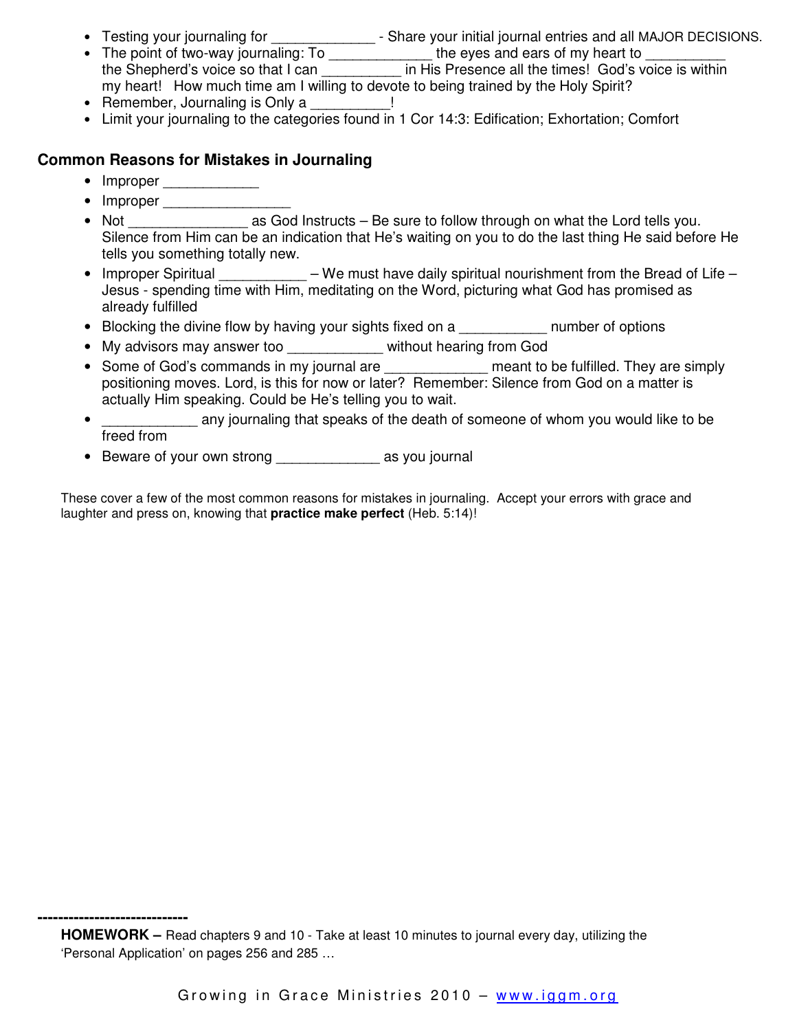- Testing your journaling for _____________ - Share your initial journal entries and all MAJOR DECISIONS.
- The point of two-way journaling: To _____________ the eyes and ears of my heart to __________ the Shepherd's voice so that I can __________ in His Presence all the times! God's voice is within my heart! How much time am I willing to devote to being trained by the Holy Spirit?
- Remember, Journaling is Only a __________!
- Limit your journaling to the categories found in 1 Cor 14:3: Edification; Exhortation; Comfort

## Common Reasons for Mistakes in Journaling

- Improper ____________
- Improper ________________
- Not _______________ as God Instructs – Be sure to follow through on what the Lord tells you. Silence from Him can be an indication that He's waiting on you to do the last thing He said before He tells you something totally new.
- Improper Spiritual ___________ – We must have daily spiritual nourishment from the Bread of Life – Jesus - spending time with Him, meditating on the Word, picturing what God has promised as already fulfilled
- Blocking the divine flow by having your sights fixed on a ___________ number of options
- My advisors may answer too ____________ without hearing from God
- Some of God's commands in my journal are _____________ meant to be fulfilled. They are simply positioning moves. Lord, is this for now or later? Remember: Silence from God on a matter is actually Him speaking. Could be He's telling you to wait.
- ___________ any journaling that speaks of the death of someone of whom you would like to be freed from
- Beware of your own strong _____________ as you journal

These cover a few of the most common reasons for mistakes in journaling. Accept your errors with grace and laughter and press on, knowing that **practice make perfect** (Heb. 5:14)!

-----------------------------

**HOMEWORK –** Read chapters 9 and 10 - Take at least 10 minutes to journal every day, utilizing the 'Personal Application' on pages 256 and 285 …

Growing in Grace Ministries 2010 – www.iggm.org